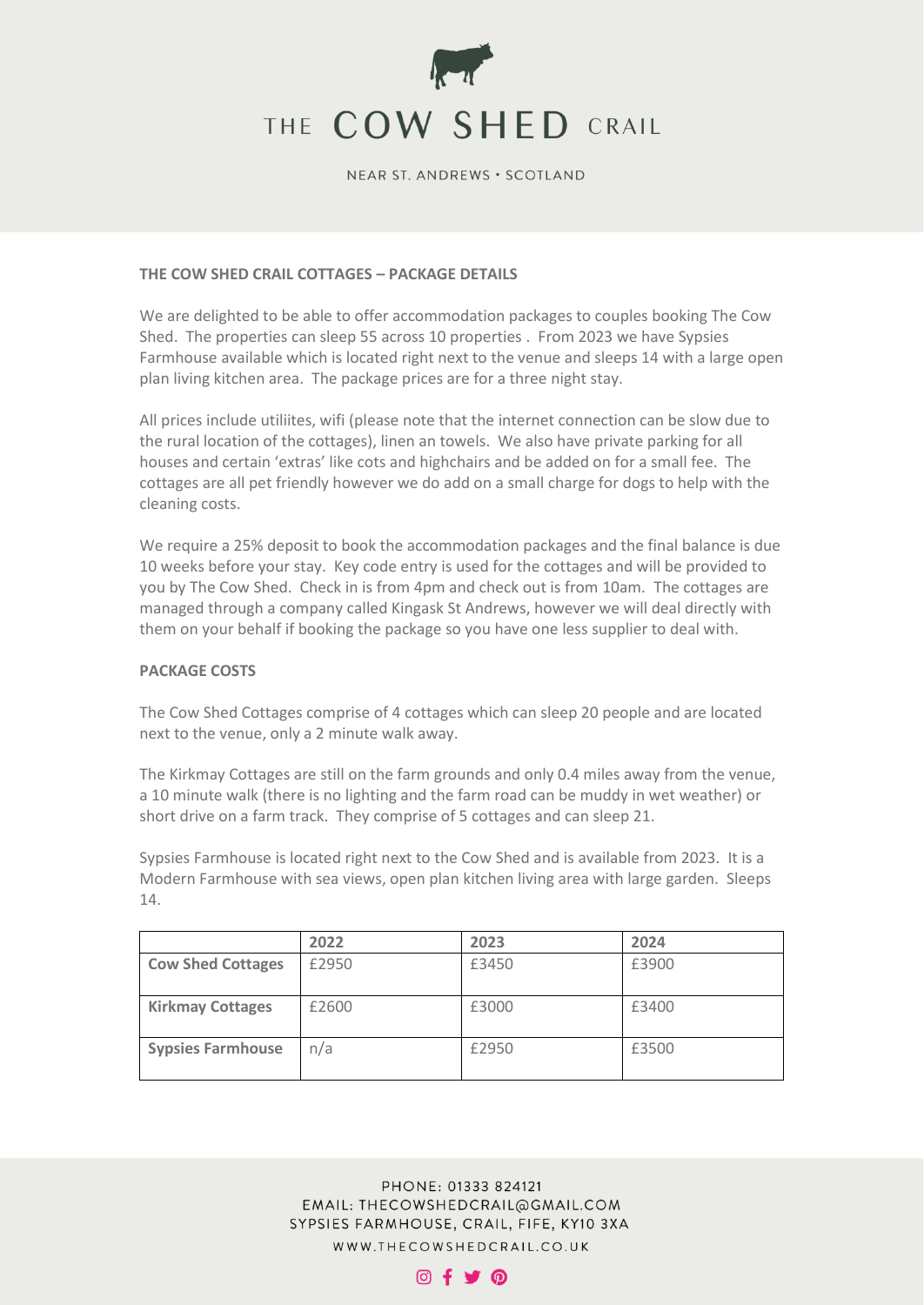# THE COW SHED CRAIL

NEAR ST. ANDREWS • SCOTLAND

**THE COW SHED CRAIL COTTAGES – PACKAGE DETAILS**

We are delighted to be able to offer accommodation packages to couples booking The Cow Shed. The properties can sleep 55 across 10 properties . From 2023 we have Sypsies Farmhouse available which is located right next to the venue and sleeps 14 with a large open plan living kitchen area. The package prices are for a three night stay.

All prices include utiliites, wifi (please note that the internet connection can be slow due to the rural location of the cottages), linen an towels. We also have private parking for all houses and certain 'extras' like cots and highchairs and be added on for a small fee. The cottages are all pet friendly however we do add on a small charge for dogs to help with the cleaning costs.

We require a 25% deposit to book the accommodation packages and the final balance is due 10 weeks before your stay. Key code entry is used for the cottages and will be provided to you by The Cow Shed. Check in is from 4pm and check out is from 10am. The cottages are managed through a company called Kingask St Andrews, however we will deal directly with them on your behalf if booking the package so you have one less supplier to deal with.

**PACKAGE COSTS**

The Cow Shed Cottages comprise of 4 cottages which can sleep 20 people and are located next to the venue, only a 2 minute walk away.

The Kirkmay Cottages are still on the farm grounds and only 0.4 miles away from the venue, a 10 minute walk (there is no lighting and the farm road can be muddy in wet weather) or short drive on a farm track. They comprise of 5 cottages and can sleep 21.

Sypsies Farmhouse is located right next to the Cow Shed and is available from 2023. It is a Modern Farmhouse with sea views, open plan kitchen living area with large garden. Sleeps 14.

| | 2022 | 2023 | 2024 |
|---|---|---|---|
| **Cow Shed Cottages** | £2950 | £3450 | £3900 |
| **Kirkmay Cottages** | £2600 | £3000 | £3400 |
| **Sypsies Farmhouse** | n/a | £2950 | £3500 |

PHONE: 01333 824121
EMAIL: THECOWSHEDCRAIL@GMAIL.COM
SYPSIES FARMHOUSE, CRAIL, FIFE, KY10 3XA
WWW.THECOWSHEDCRAIL.CO.UK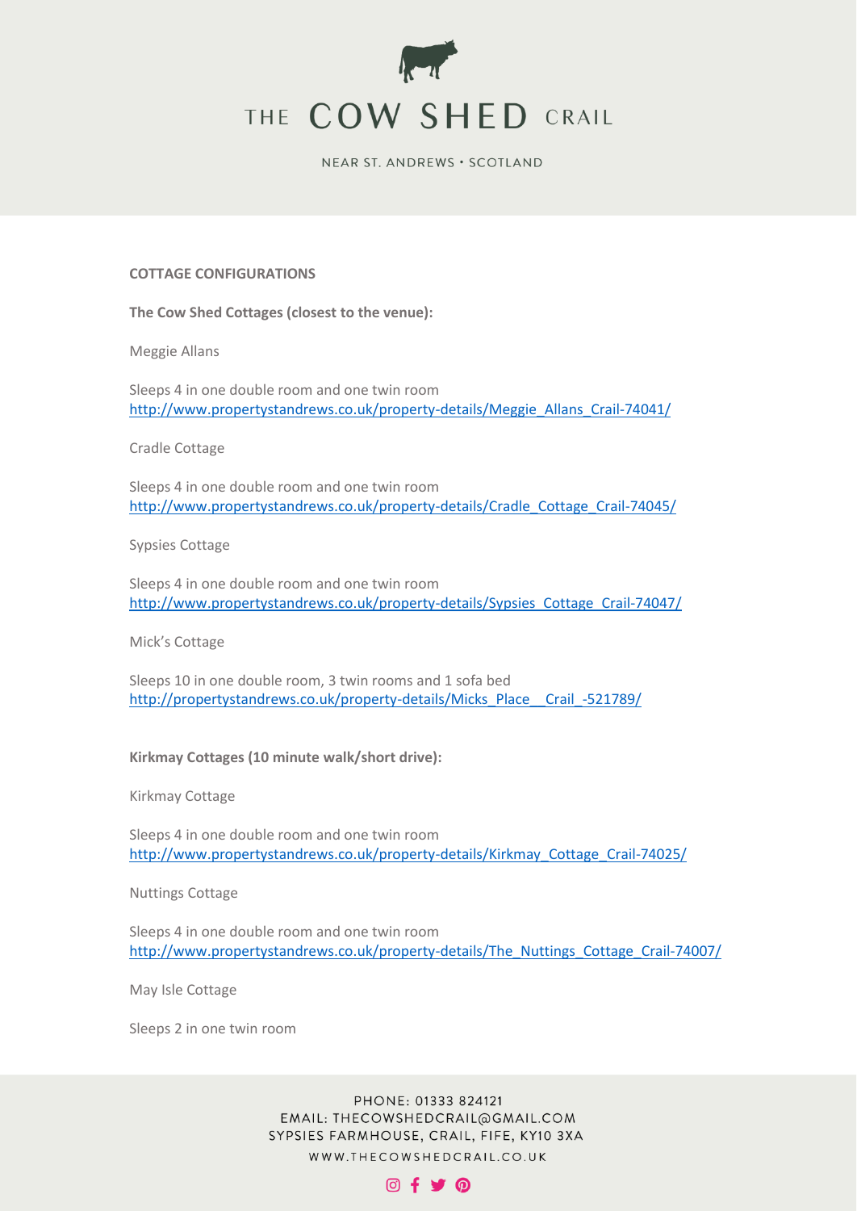## COTTAGE CONFIGURATIONS

**The Cow Shed Cottages (closest to the venue):**

Meggie Allans

Sleeps 4 in one double room and one twin room
http://www.propertystandrews.co.uk/property-details/Meggie_Allans_Crail-74041/

Cradle Cottage

Sleeps 4 in one double room and one twin room
http://www.propertystandrews.co.uk/property-details/Cradle_Cottage_Crail-74045/

Sypsies Cottage

Sleeps 4 in one double room and one twin room
http://www.propertystandrews.co.uk/property-details/Sypsies_Cottage_Crail-74047/

Mick's Cottage

Sleeps 10 in one double room, 3 twin rooms and 1 sofa bed
http://propertystandrews.co.uk/property-details/Micks_Place__Crail_-521789/

**Kirkmay Cottages (10 minute walk/short drive):**

Kirkmay Cottage

Sleeps 4 in one double room and one twin room
http://www.propertystandrews.co.uk/property-details/Kirkmay_Cottage_Crail-74025/

Nuttings Cottage

Sleeps 4 in one double room and one twin room
http://www.propertystandrews.co.uk/property-details/The_Nuttings_Cottage_Crail-74007/

May Isle Cottage

Sleeps 2 in one twin room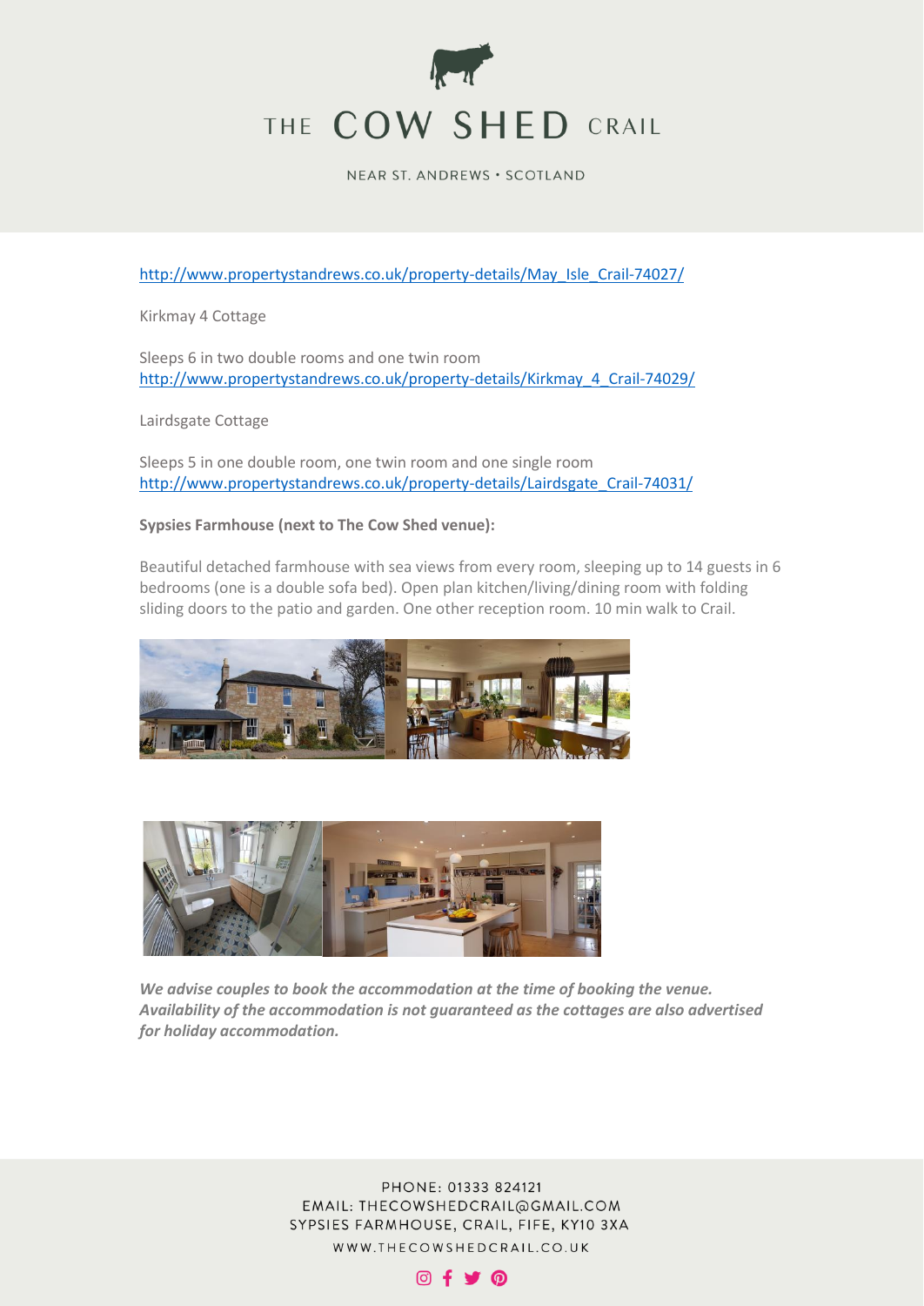# THE COW SHED CRAIL

NEAR ST. ANDREWS • SCOTLAND

http://www.propertystandrews.co.uk/property-details/May_Isle_Crail-74027/

Kirkmay 4 Cottage

Sleeps 6 in two double rooms and one twin room
http://www.propertystandrews.co.uk/property-details/Kirkmay_4_Crail-74029/

Lairdsgate Cottage

Sleeps 5 in one double room, one twin room and one single room
http://www.propertystandrews.co.uk/property-details/Lairdsgate_Crail-74031/

**Sypsies Farmhouse (next to The Cow Shed venue):**

Beautiful detached farmhouse with sea views from every room, sleeping up to 14 guests in 6 bedrooms (one is a double sofa bed). Open plan kitchen/living/dining room with folding sliding doors to the patio and garden. One other reception room. 10 min walk to Crail.

***We advise couples to book the accommodation at the time of booking the venue. Availability of the accommodation is not guaranteed as the cottages are also advertised for holiday accommodation.***

PHONE: 01333 824121
EMAIL: THECOWSHEDCRAIL@GMAIL.COM
SYPSIES FARMHOUSE, CRAIL, FIFE, KY10 3XA
WWW.THECOWSHEDCRAIL.CO.UK